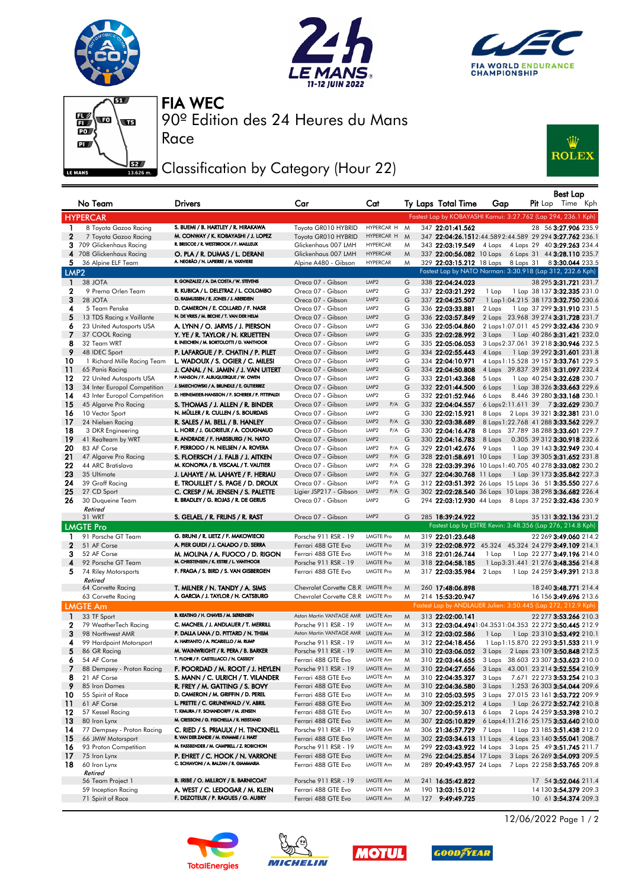# FIA WEC

## 90º Edition des 24 Heures du Mans

### Race

### Classification by Category (Hour 22)

| No | Team | Drivers | Car | Cat | Ty | Laps | Total Time | Gap | | Pit | Best Lap Lap | Best Lap Time | Best Lap Kph |
|---|---|---|---|---|---|---|---|---|---|---|---|---|---|
| **HYPERCAR** | | | | | | | | Fastest Lap by KOBAYASHI Kamui: 3:27.762 (Lap 294, 236.1 Kph) | | | | | |
| 1 | 8 Toyota Gazoo Racing | S. BUEMI / B. HARTLEY / R. HIRAKAWA | Toyota GR010 HYBRID | HYPERCAR H | M | 347 | 22:01:41.562 | | | 28 | 56 | 3:27.906 | 235.9 |
| 2 | 7 Toyota Gazoo Racing | M. CONWAY / K. KOBAYASHI / J. LOPEZ | Toyota GR010 HYBRID | HYPERCAR H | M | 347 | 22:04:26.151 | 2:44.589 | 2:44.589 | 29 | 294 | 3:27.762 | 236.1 |
| 3 | 709 Glickenhaus Racing | R. BRISCOE / R. WESTBROOK / F. MAILLEUX | Glickenhaus 007 LMH | HYPERCAR | M | 343 | 22:03:19.549 | 4 Laps | 4 Laps | 29 | 40 | 3:29.263 | 234.4 |
| 4 | 708 Glickenhaus Racing | O. PLA / R. DUMAS / L. DERANI | Glickenhaus 007 LMH | HYPERCAR | M | 337 | 22:00:56.082 | 10 Laps | 6 Laps | 31 | 44 | 3:28.110 | 235.7 |
| 5 | 36 Alpine ELF Team | A. NEGRÃO / N. LAPIERRE / M. VAXIVIERE | Alpine A480 - Gibson | HYPERCAR | M | 329 | 22:03:15.212 | 18 Laps | 8 Laps | 31 | 8 | 3:30.044 | 233.5 |
| **LMP2** | | | | | | | | Fastest Lap by NATO Norman: 3:30.918 (Lap 312, 232.6 Kph) | | | | | |
| 1 | 38 JOTA | R. GONZALEZ / A. DA COSTA / W. STEVENS | Oreca 07 - Gibson | LMP2 | G | 338 | 22:04:24.023 | | | 38 | 295 | 3:31.721 | 231.7 |
| 2 | 9 Prema Orlen Team | R. KUBICA / L. DELETRAZ / L. COLOMBO | Oreca 07 - Gibson | LMP2 | G | 337 | 22:03:21.292 | 1 Lap | 1 Lap | 38 | 137 | 3:32.335 | 231.0 |
| 3 | 28 JOTA | O. RASMUSSEN / E. JONES / J. ABERDEIN | Oreca 07 - Gibson | LMP2 | G | 337 | 22:04:25.507 | 1 Lap | 1:04.215 | 38 | 173 | 3:32.750 | 230.6 |
| 4 | 5 Team Penske | D. CAMERON / E. COLLARD / F. NASR | Oreca 07 - Gibson | LMP2 | G | 336 | 22:03:33.881 | 2 Laps | 1 Lap | 37 | 299 | 3:31.910 | 231.5 |
| 5 | 13 TDS Racing x Vaillante | N. DE VRIES / M. BECHE / T. VAN DER HELM | Oreca 07 - Gibson | LMP2 | G | 336 | 22:03:57.849 | 2 Laps | 23.968 | 39 | 274 | 3:31.728 | 231.7 |
| 6 | 23 United Autosports USA | A. LYNN / O. JARVIS / J. PIERSON | Oreca 07 - Gibson | LMP2 | G | 336 | 22:05:04.860 | 2 Laps | 1:07.011 | 45 | 299 | 3:32.436 | 230.9 |
| 7 | 37 COOL Racing | Y. YE / R. TAYLOR / R. KRUETTEN | Oreca 07 - Gibson | LMP2 | G | 335 | 22:02:28.992 | 3 Laps | 1 Lap | 40 | 286 | 3:31.833 | 232.0 |
| 8 | 32 Team WRT | R. INEICHEN / M. BORTOLOTTI / D. VANTHOOR | Oreca 07 - Gibson | LMP2 | G | 335 | 22:05:06.053 | 3 Laps | 2:37.061 | 39 | 218 | 3:30.946 | 232.5 |
| 9 | 48 IDEC Sport | P. LAFARGUE / P. CHATIN / P. PILET | Oreca 07 - Gibson | LMP2 | G | 334 | 22:02:55.443 | 4 Laps | 1 Lap | 39 | 292 | 3:31.601 | 231.8 |
| 10 | 1 Richard Mille Racing Team | L. WADOUX / S. OGIER / C. MILESI | Oreca 07 - Gibson | LMP2 | G | 334 | 22:04:10.971 | 4 Laps | 1:15.528 | 39 | 157 | 3:33.761 | 229.5 |
| 11 | 65 Panis Racing | J. CANAL / N. JAMIN / J. VAN UITERT | Oreca 07 - Gibson | LMP2 | G | 334 | 22:04:50.808 | 4 Laps | 39.837 | 39 | 281 | 3:31.097 | 232.4 |
| 12 | 22 United Autosports USA | P. HANSON / F. ALBUQUERQUE / W. OWEN | Oreca 07 - Gibson | LMP2 | G | 333 | 22:01:43.368 | 5 Laps | 1 Lap | 40 | 254 | 3:32.628 | 230.7 |
| 13 | 34 Inter Europol Competition | J. SMIECHOWSKI / A. BRUNDLE / E. GUTIERREZ | Oreca 07 - Gibson | LMP2 | G | 332 | 22:01:44.500 | 6 Laps | 1 Lap | 38 | 326 | 3:33.663 | 229.6 |
| 14 | 43 Inter Europol Competition | D. HEINEMEIER-HANSSON / F. SCHERER / P. FITTIPALDI | Oreca 07 - Gibson | LMP2 | G | 332 | 22:01:52.946 | 6 Laps | 8.446 | 39 | 280 | 3:33.168 | 230.1 |
| 15 | 45 Algarve Pro Racing | S. THOMAS / J. ALLEN / R. BINDER | Oreca 07 - Gibson | LMP2 P/A | G | 332 | 22:04:04.557 | 6 Laps | 2:11.611 | 39 | 7 | 3:32.629 | 230.7 |
| 16 | 10 Vector Sport | N. MÜLLER / R. CULLEN / S. BOURDAIS | Oreca 07 - Gibson | LMP2 | G | 330 | 22:02:15.921 | 8 Laps | 2 Laps | 39 | 321 | 3:32.381 | 231.0 |
| 17 | 24 Nielsen Racing | R. SALES / M. BELL / B. HANLEY | Oreca 07 - Gibson | LMP2 P/A | G | 330 | 22:03:38.689 | 8 Laps | 1:22.768 | 41 | 288 | 3:33.562 | 229.7 |
| 18 | 3 DKR Engineering | L. HORR / J. GLORIEUX / A. COUGNAUD | Oreca 07 - Gibson | LMP2 P/A | G | 330 | 22:04:16.478 | 8 Laps | 37.789 | 38 | 288 | 3:33.601 | 229.7 |
| 19 | 41 Realteam by WRT | R. ANDRADE / F. HABSBURG / N. NATO | Oreca 07 - Gibson | LMP2 | G | 330 | 22:04:16.783 | 8 Laps | 0.305 | 39 | 312 | 3:30.918 | 232.6 |
| 20 | 83 AF Corse | F. PERRODO / N. NIELSEN / A. ROVERA | Oreca 07 - Gibson | LMP2 P/A | G | 329 | 22:01:42.676 | 9 Laps | 1 Lap | 39 | 143 | 3:32.949 | 230.4 |
| 21 | 47 Algarve Pro Racing | S. FLOERSCH / J. FALB / J. AITKEN | Oreca 07 - Gibson | LMP2 P/A | G | 328 | 22:01:58.691 | 10 Laps | 1 Lap | 39 | 305 | 3:31.652 | 231.8 |
| 22 | 44 ARC Bratislava | M. KONOPKA / B. VISCAAL / T. VAUTIER | Oreca 07 - Gibson | LMP2 P/A | G | 328 | 22:03:39.396 | 10 Laps | 1:40.705 | 40 | 278 | 3:33.082 | 230.2 |
| 23 | 35 Ultimate | J. LAHAYE / M. LAHAYE / F. HERIAU | Oreca 07 - Gibson | LMP2 P/A | G | 327 | 22:04:30.768 | 11 Laps | 1 Lap | 39 | 173 | 3:35.842 | 227.3 |
| 24 | 39 Graff Racing | E. TROUILLET / S. PAGE / D. DROUX | Oreca 07 - Gibson | LMP2 P/A | G | 312 | 22:03:51.392 | 26 Laps | 15 Laps | 36 | 51 | 3:35.550 | 227.6 |
| 25 | 27 CD Sport | C. CRESP / M. JENSEN / S. PALETTE | Ligier JSP217 - Gibson | LMP2 P/A | G | 302 | 22:02:28.540 | 36 Laps | 10 Laps | 38 | 298 | 3:36.682 | 226.4 |
| 26 | 30 Duqueine Team | R. BRADLEY / G. ROJAS / R. DE GERUS | Oreca 07 - Gibson | LMP2 | G | 294 | 22:03:12.930 | 44 Laps | 8 Laps | 37 | 252 | 3:32.436 | 230.9 |
| *Retired* | | | | | | | | | | | | | |
| | 31 WRT | S. GELAEL / F. FRIJNS / R. RAST | Oreca 07 - Gibson | LMP2 | G | 285 | 18:39:24.922 | | | 35 | 131 | 3:32.136 | 231.2 |
| **LMGTE Pro** | | | | | | | | Fastest Lap by ESTRE Kevin: 3:48.356 (Lap 276, 214.8 Kph) | | | | | |
| 1 | 91 Porsche GT Team | G. BRUNI / R. LIETZ / F. MAKOWIECKI | Porsche 911 RSR - 19 | LMGTE Pro | M | 319 | 22:01:23.648 | | | 22 | 269 | 3:49.060 | 214.2 |
| 2 | 51 AF Corse | A. PIER GUIDI / J. CALADO / D. SERRA | Ferrari 488 GTE Evo | LMGTE Pro | M | 319 | 22:02:08.972 | 45.324 | 45.324 | 24 | 279 | 3:49.109 | 214.1 |
| 3 | 52 AF Corse | M. MOLINA / A. FUOCO / D. RIGON | Ferrari 488 GTE Evo | LMGTE Pro | M | 318 | 22:01:26.744 | 1 Lap | 1 Lap | 22 | 277 | 3:49.196 | 214.0 |
| 4 | 92 Porsche GT Team | M. CHRISTENSEN / K. ESTRE / L. VANTHOOR | Porsche 911 RSR - 19 | LMGTE Pro | M | 318 | 22:04:58.185 | 1 Lap | 3:31.441 | 21 | 276 | 3:48.356 | 214.8 |
| 5 | 74 Riley Motorsports | F. FRAGA / S. BIRD / S. VAN GISBERGEN | Ferrari 488 GTE Evo | LMGTE Pro | M | 317 | 22:03:35.984 | 2 Laps | 1 Lap | 24 | 259 | 3:49.391 | 213.8 |
| *Retired* | | | | | | | | | | | | | |
| | 64 Corvette Racing | T. MILNER / N. TANDY / A. SIMS | Chevrolet Corvette C8.R | LMGTE Pro | M | 260 | 17:48:06.898 | | | 18 | 240 | 3:48.771 | 214.4 |
| | 63 Corvette Racing | A. GARCIA / J. TAYLOR / N. CATSBURG | Chevrolet Corvette C8.R | LMGTE Pro | M | 214 | 15:53:20.947 | | | 16 | 156 | 3:49.696 | 213.6 |
| **LMGTE Am** | | | | | | | | Fastest Lap by ANDLAUER Julien: 3:50.445 (Lap 272, 212.9 Kph) | | | | | |
| 1 | 33 TF Sport | B. KEATING / H. CHAVES / M. SØRENSEN | Aston Martin VANTAGE AMR | LMGTE Am | M | 313 | 22:02:00.141 | | | 22 | 277 | 3:53.266 | 210.3 |
| 2 | 79 WeatherTech Racing | C. MACNEIL / J. ANDLAUER / T. MERRILL | Porsche 911 RSR - 19 | LMGTE Am | M | 313 | 22:03:04.494 | 1:04.353 | 1:04.353 | 22 | 272 | 3:50.445 | 212.9 |
| 3 | 98 Northwest AMR | P. DALLA LANA / D. PITTARD / N. THIIM | Aston Martin VANTAGE AMR | LMGTE Am | M | 312 | 22:03:02.586 | 1 Lap | 1 Lap | 23 | 310 | 3:53.492 | 210.1 |
| 4 | 99 Hardpoint Motorsport | A. HARYANTO / A. PICARIELLO / M. RUMP | Porsche 911 RSR - 19 | LMGTE Am | M | 312 | 22:04:18.456 | 1 Lap | 1:15.870 | 22 | 293 | 3:51.533 | 211.9 |
| 5 | 86 GR Racing | M. WAINWRIGHT / R. PERA / B. BARKER | Porsche 911 RSR - 19 | LMGTE Am | M | 310 | 22:03:06.052 | 3 Laps | 2 Laps | 23 | 109 | 3:50.848 | 212.5 |
| 6 | 54 AF Corse | T. FLOHR / F. CASTELLACCI / N. CASSIDY | Ferrari 488 GTE Evo | LMGTE Am | M | 310 | 22:03:44.655 | 3 Laps | 38.603 | 23 | 307 | 3:53.623 | 210.0 |
| 7 | 88 Dempsey - Proton Racing | F. POORDAD / M. ROOT / J. HEYLEN | Porsche 911 RSR - 19 | LMGTE Am | M | 310 | 22:04:27.656 | 3 Laps | 43.001 | 23 | 214 | 3:52.554 | 210.9 |
| 8 | 21 AF Corse | S. MANN / C. ULRICH / T. VILANDER | Ferrari 488 GTE Evo | LMGTE Am | M | 310 | 22:04:35.327 | 3 Laps | 7.671 | 22 | 273 | 3:53.254 | 210.3 |
| 9 | 85 Iron Dames | R. FREY / M. GATTING / S. BOVY | Ferrari 488 GTE Evo | LMGTE Am | M | 310 | 22:04:36.580 | 3 Laps | 1.253 | 26 | 303 | 3:54.044 | 209.6 |
| 10 | 55 Spirit of Race | D. CAMERON / M. GRIFFIN / D. PEREL | Ferrari 488 GTE Evo | LMGTE Am | M | 310 | 22:05:03.595 | 3 Laps | 27.015 | 23 | 161 | 3:53.722 | 209.9 |
| 11 | 61 AF Corse | L. PRETTE / C. GRUNEWALD / V. ABRIL | Ferrari 488 GTE Evo | LMGTE Am | M | 309 | 22:02:25.214 | 4 Laps | 1 Lap | 26 | 272 | 3:52.742 | 210.8 |
| 12 | 57 Kessel Racing | T. KIMURA / F. SCHANDORFF / M. JENSEN | Ferrari 488 GTE Evo | LMGTE Am | M | 307 | 22:00:59.613 | 6 Laps | 2 Laps | 24 | 259 | 3:53.398 | 210.2 |
| 13 | 80 Iron Lynx | M. CRESSONI / G. FISICHELLA / R. HEISTAND | Ferrari 488 GTE Evo | LMGTE Am | M | 307 | 22:05:10.829 | 6 Laps | 4:11.216 | 25 | 175 | 3:53.640 | 210.0 |
| 14 | 77 Dempsey - Proton Racing | C. RIED / S. PRIAULX / H. TINCKNELL | Porsche 911 RSR - 19 | LMGTE Am | M | 306 | 21:36:57.729 | 7 Laps | 1 Lap | 23 | 185 | 3:51.748 | 212.0 |
| 15 | 66 JMW Motorsport | R. VAN DER ZANDE / M. KVAMME / J. HART | Ferrari 488 GTE Evo | LMGTE Am | M | 302 | 22:03:34.613 | 11 Laps | 4 Laps | 23 | 140 | 3:55.041 | 208.7 |
| 16 | 93 Proton Competition | M. FASSBENDER / M. CAMPBELL / Z. ROBICHON | Porsche 911 RSR - 19 | LMGTE Am | M | 299 | 22:03:43.922 | 14 Laps | 3 Laps | 25 | 49 | 3:51.745 | 211.7 |
| 17 | 75 Iron Lynx | P. EHRET / C. HOOK / N. VARRONE | Ferrari 488 GTE Evo | LMGTE Am | M | 296 | 22:04:25.854 | 17 Laps | 3 Laps | 26 | 269 | 3:54.093 | 209.5 |
| 18 | 60 Iron Lynx | C. SCHIAVONI / A. BALZAN / R. GIAMMARIA | Ferrari 488 GTE Evo | LMGTE Am | M | 289 | 20:49:43.957 | 24 Laps | 7 Laps | 22 | 258 | 3:53.765 | 209.8 |
| *Retired* | | | | | | | | | | | | | |
| | 56 Team Project 1 | B. IRIBE / O. MILLROY / B. BARNICOAT | Porsche 911 RSR - 19 | LMGTE Am | M | 241 | 16:35:42.822 | | | 17 | 54 | 3:52.066 | 211.4 |
| | 59 Inception Racing | A. WEST / C. LEDOGAR / M. KLEIN | Ferrari 488 GTE Evo | LMGTE Am | M | 190 | 13:03:15.012 | | | 14 | 130 | 3:54.379 | 209.3 |
| | 71 Spirit of Race | F. DEZOTEUX / P. RAGUES / G. AUBRY | Ferrari 488 GTE Evo | LMGTE Am | M | 127 | 9:49:49.725 | | | 10 | 61 | 3:54.374 | 209.3 |

12/06/2022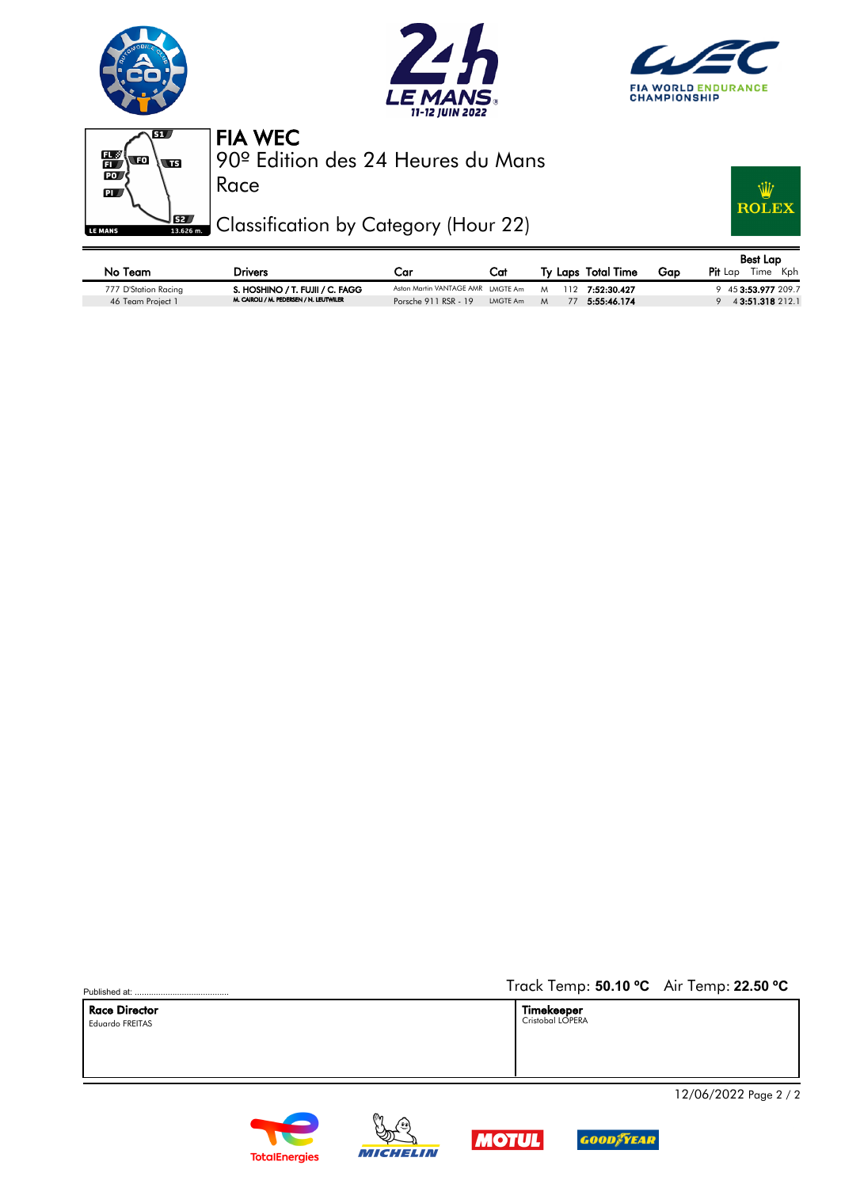# FIA WEC

## 90º Edition des 24 Heures du Mans

## Race

## Classification by Category (Hour 22)

| No | Team | Drivers | Car | Cat | Ty | Laps | Total Time | Gap | Pit | Best Lap Lap | Best Lap Time | Best Lap Kph |
|---|---|---|---|---|---|---|---|---|---|---|---|---|
| 777 | D'Station Racing | **S. HOSHINO / T. FUJII / C. FAGG** | Aston Martin VANTAGE AMR | LMGTE Am | M | 112 | **7:52:30.427** | | 9 | 45 | **3:53.977** | 209.7 |
| 46 | Team Project 1 | **M. CAIROLI / M. PEDERSEN / N. LEUTWILER** | Porsche 911 RSR - 19 | LMGTE Am | M | 77 | **5:55:46.174** | | 9 | 4 | **3:51.318** | 212.1 |

Published at: ........................................

Track Temp: **50.10 ºC** Air Temp: **22.50 ºC**

| | |
|---|---|
| **Race Director** Eduardo FREITAS | **Timekeeper** Cristobal LOPERA |

12/06/2022